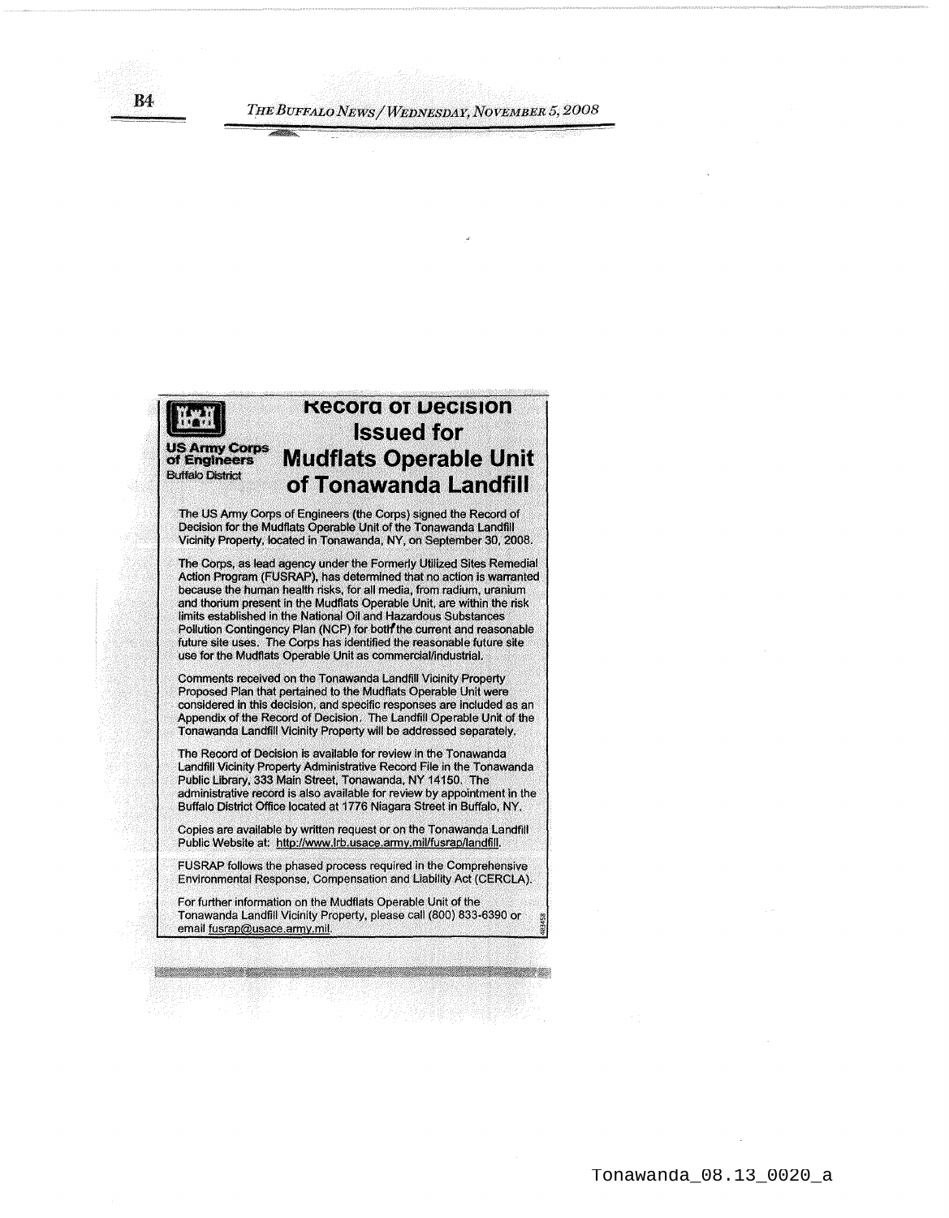US Army Corps of Engineers
Buffalo District

# Record of Decision Issued for Mudflats Operable Unit of Tonawanda Landfill

The US Army Corps of Engineers (the Corps) signed the Record of Decision for the Mudflats Operable Unit of the Tonawanda Landfill Vicinity Property, located in Tonawanda, NY, on September 30, 2008.

The Corps, as lead agency under the Formerly Utilized Sites Remedial Action Program (FUSRAP), has determined that no action is warranted because the human health risks, for all media, from radium, uranium and thorium present in the Mudflats Operable Unit, are within the risk limits established in the National Oil and Hazardous Substances Pollution Contingency Plan (NCP) for both the current and reasonable future site uses. The Corps has identified the reasonable future site use for the Mudflats Operable Unit as commercial/industrial.

Comments received on the Tonawanda Landfill Vicinity Property Proposed Plan that pertained to the Mudflats Operable Unit were considered in this decision, and specific responses are included as an Appendix of the Record of Decision. The Landfill Operable Unit of the Tonawanda Landfill Vicinity Property will be addressed separately.

The Record of Decision is available for review in the Tonawanda Landfill Vicinity Property Administrative Record File in the Tonawanda Public Library, 333 Main Street, Tonawanda, NY 14150. The administrative record is also available for review by appointment in the Buffalo District Office located at 1776 Niagara Street in Buffalo, NY.

Copies are available by written request or on the Tonawanda Landfill Public Website at: http://www.lrb.usace.army.mil/fusrap/landfill.

FUSRAP follows the phased process required in the Comprehensive Environmental Response, Compensation and Liability Act (CERCLA).

For further information on the Mudflats Operable Unit of the Tonawanda Landfill Vicinity Property, please call (800) 833-6390 or email fusrap@usace.army.mil.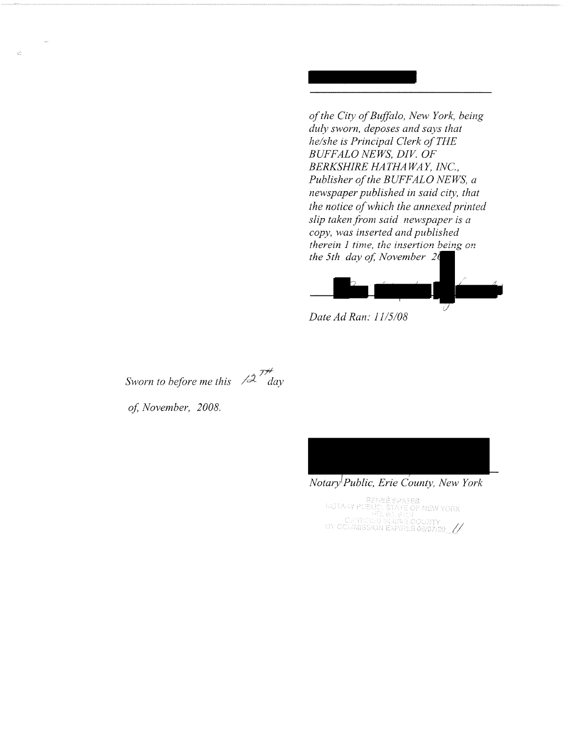*of the City of Buffalo, New York, being duly sworn, deposes and says that he/she is Principal Clerk of THE BUFFALO NEWS, DIV. OF BERKSHIRE HATHAWAY, INC., Publisher of the BUFFALO NEWS, a newspaper published in said city, that the notice of which the annexed printed slip taken from said newspaper is a copy, was inserted and published therein 1 time, the insertion being on the 5th day of, November 20*

*Date Ad Ran: 11/5/08*

*Sworn to before me this 12TH day*

*of, November, 2008.*

*Notary Public, Erie County, New York*

RENEE SPATES
NOTARY PUBLIC, STATE OF NEW YORK
NO. 01SP...
QUALIFIED IN ERIE COUNTY
MY COMMISSION EXPIRES 06/07/20 11